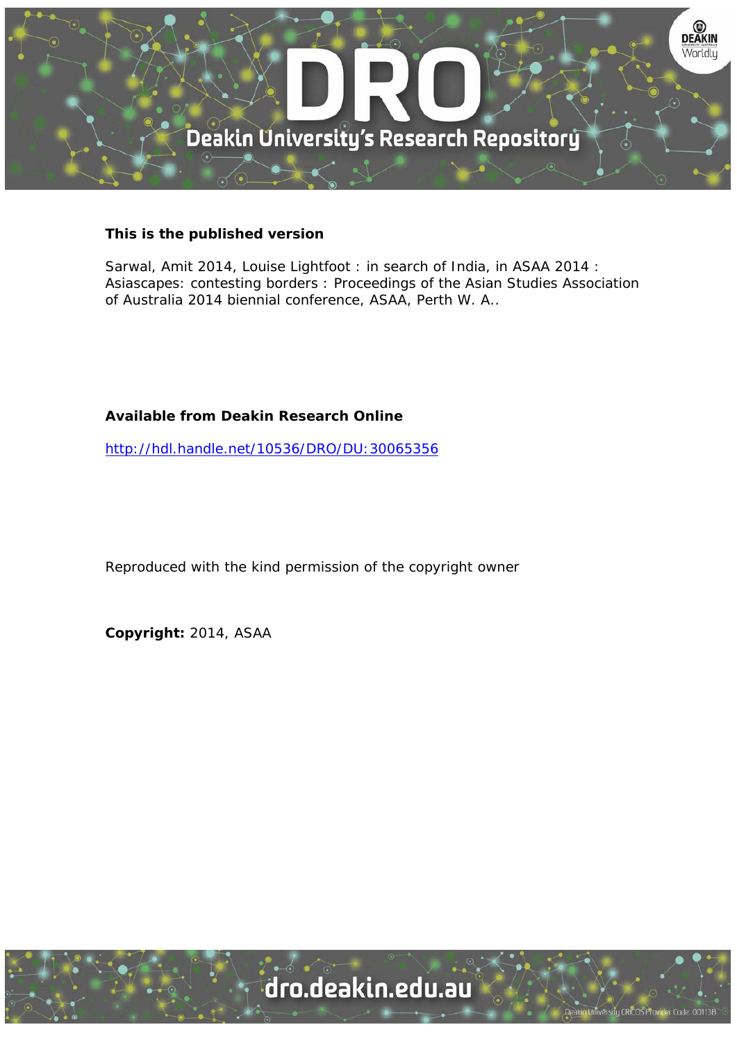**This is the published version**

Sarwal, Amit 2014, Louise Lightfoot : in search of India, in ASAA 2014 : Asiascapes: contesting borders : Proceedings of the Asian Studies Association of Australia 2014 biennial conference, ASAA, Perth W. A..

**Available from Deakin Research Online**

http://hdl.handle.net/10536/DRO/DU:30065356

Reproduced with the kind permission of the copyright owner

**Copyright:** 2014, ASAA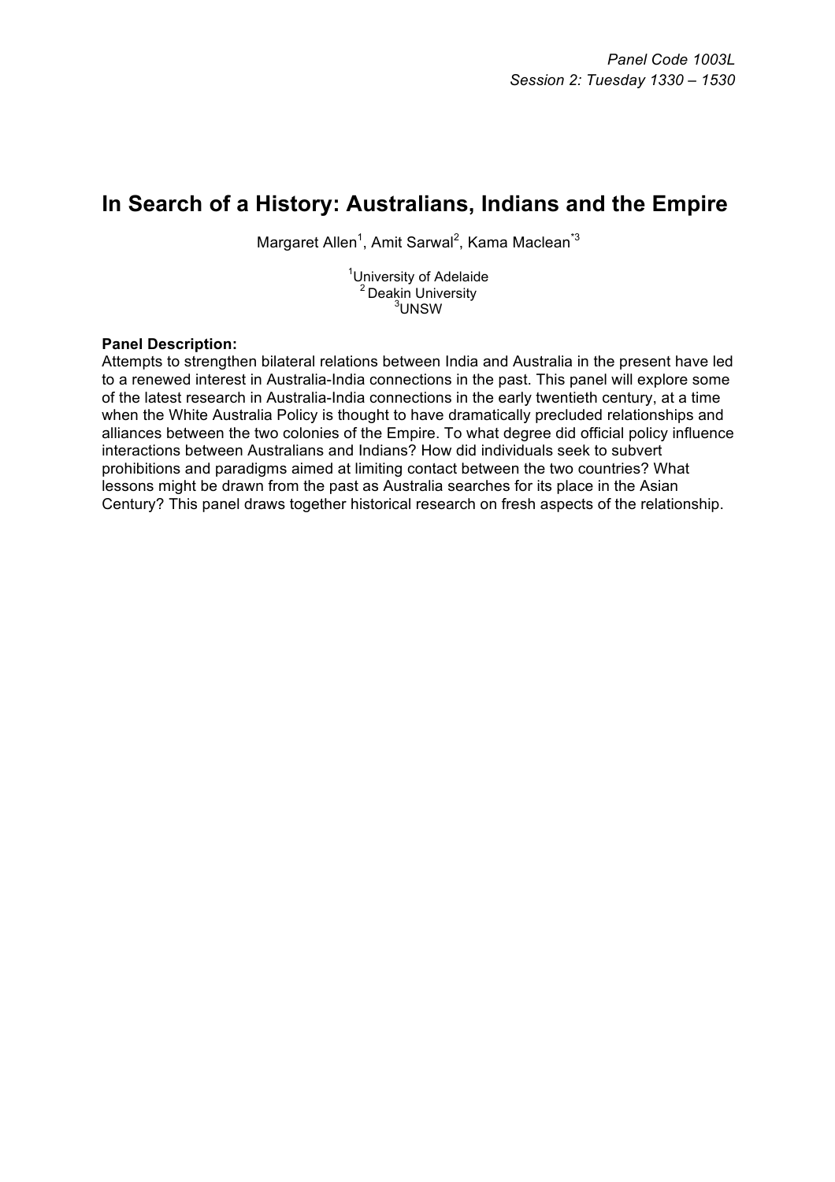*Panel Code 1003L*
*Session 2: Tuesday 1330 – 1530*

# In Search of a History: Australians, Indians and the Empire

Margaret Allen[1], Amit Sarwal[2], Kama Maclean[*3]

[1]University of Adelaide
[2]Deakin University
[3]UNSW

**Panel Description:**
Attempts to strengthen bilateral relations between India and Australia in the present have led to a renewed interest in Australia-India connections in the past. This panel will explore some of the latest research in Australia-India connections in the early twentieth century, at a time when the White Australia Policy is thought to have dramatically precluded relationships and alliances between the two colonies of the Empire. To what degree did official policy influence interactions between Australians and Indians? How did individuals seek to subvert prohibitions and paradigms aimed at limiting contact between the two countries? What lessons might be drawn from the past as Australia searches for its place in the Asian Century? This panel draws together historical research on fresh aspects of the relationship.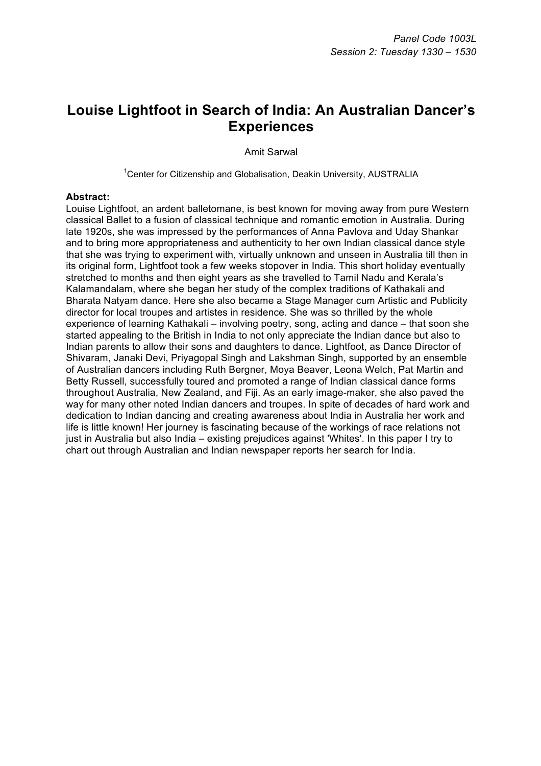*Panel Code 1003L*
*Session 2: Tuesday 1330 – 1530*

# Louise Lightfoot in Search of India: An Australian Dancer's Experiences

Amit Sarwal

[1]Center for Citizenship and Globalisation, Deakin University, AUSTRALIA

**Abstract:**
Louise Lightfoot, an ardent balletomane, is best known for moving away from pure Western classical Ballet to a fusion of classical technique and romantic emotion in Australia. During late 1920s, she was impressed by the performances of Anna Pavlova and Uday Shankar and to bring more appropriateness and authenticity to her own Indian classical dance style that she was trying to experiment with, virtually unknown and unseen in Australia till then in its original form, Lightfoot took a few weeks stopover in India. This short holiday eventually stretched to months and then eight years as she travelled to Tamil Nadu and Kerala's Kalamandalam, where she began her study of the complex traditions of Kathakali and Bharata Natyam dance. Here she also became a Stage Manager cum Artistic and Publicity director for local troupes and artistes in residence. She was so thrilled by the whole experience of learning Kathakali – involving poetry, song, acting and dance – that soon she started appealing to the British in India to not only appreciate the Indian dance but also to Indian parents to allow their sons and daughters to dance. Lightfoot, as Dance Director of Shivaram, Janaki Devi, Priyagopal Singh and Lakshman Singh, supported by an ensemble of Australian dancers including Ruth Bergner, Moya Beaver, Leona Welch, Pat Martin and Betty Russell, successfully toured and promoted a range of Indian classical dance forms throughout Australia, New Zealand, and Fiji. As an early image-maker, she also paved the way for many other noted Indian dancers and troupes. In spite of decades of hard work and dedication to Indian dancing and creating awareness about India in Australia her work and life is little known! Her journey is fascinating because of the workings of race relations not just in Australia but also India – existing prejudices against 'Whites'. In this paper I try to chart out through Australian and Indian newspaper reports her search for India.